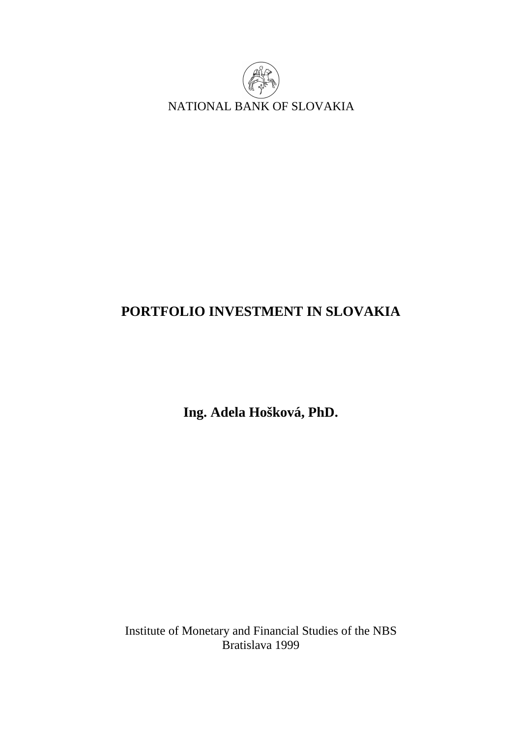NATIONAL BANK OF SLOVAKIA

# PORTFOLIO INVESTMENT IN SLOVAKIA

**Ing. Adela Hošková, PhD.**

Institute of Monetary and Financial Studies of the NBS
Bratislava 1999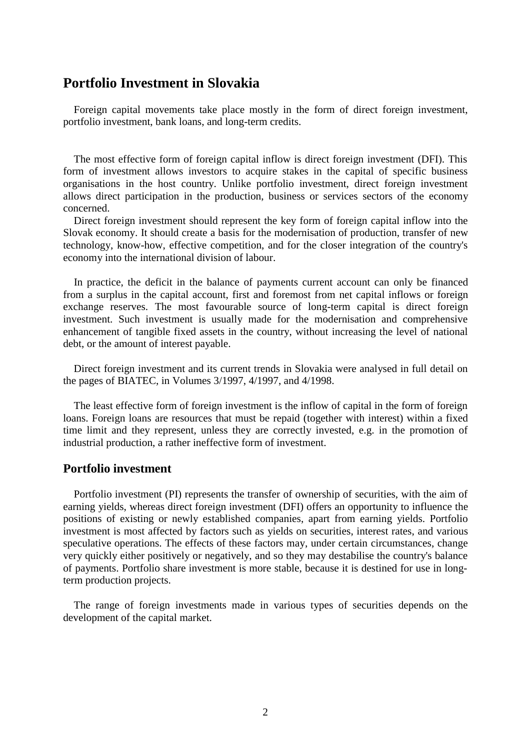# Portfolio Investment in Slovakia

Foreign capital movements take place mostly in the form of direct foreign investment, portfolio investment, bank loans, and long-term credits.

The most effective form of foreign capital inflow is direct foreign investment (DFI). This form of investment allows investors to acquire stakes in the capital of specific business organisations in the host country. Unlike portfolio investment, direct foreign investment allows direct participation in the production, business or services sectors of the economy concerned.

Direct foreign investment should represent the key form of foreign capital inflow into the Slovak economy. It should create a basis for the modernisation of production, transfer of new technology, know-how, effective competition, and for the closer integration of the country's economy into the international division of labour.

In practice, the deficit in the balance of payments current account can only be financed from a surplus in the capital account, first and foremost from net capital inflows or foreign exchange reserves. The most favourable source of long-term capital is direct foreign investment. Such investment is usually made for the modernisation and comprehensive enhancement of tangible fixed assets in the country, without increasing the level of national debt, or the amount of interest payable.

Direct foreign investment and its current trends in Slovakia were analysed in full detail on the pages of BIATEC, in Volumes 3/1997, 4/1997, and 4/1998.

The least effective form of foreign investment is the inflow of capital in the form of foreign loans. Foreign loans are resources that must be repaid (together with interest) within a fixed time limit and they represent, unless they are correctly invested, e.g. in the promotion of industrial production, a rather ineffective form of investment.

## Portfolio investment

Portfolio investment (PI) represents the transfer of ownership of securities, with the aim of earning yields, whereas direct foreign investment (DFI) offers an opportunity to influence the positions of existing or newly established companies, apart from earning yields. Portfolio investment is most affected by factors such as yields on securities, interest rates, and various speculative operations. The effects of these factors may, under certain circumstances, change very quickly either positively or negatively, and so they may destabilise the country's balance of payments. Portfolio share investment is more stable, because it is destined for use in long-term production projects.

The range of foreign investments made in various types of securities depends on the development of the capital market.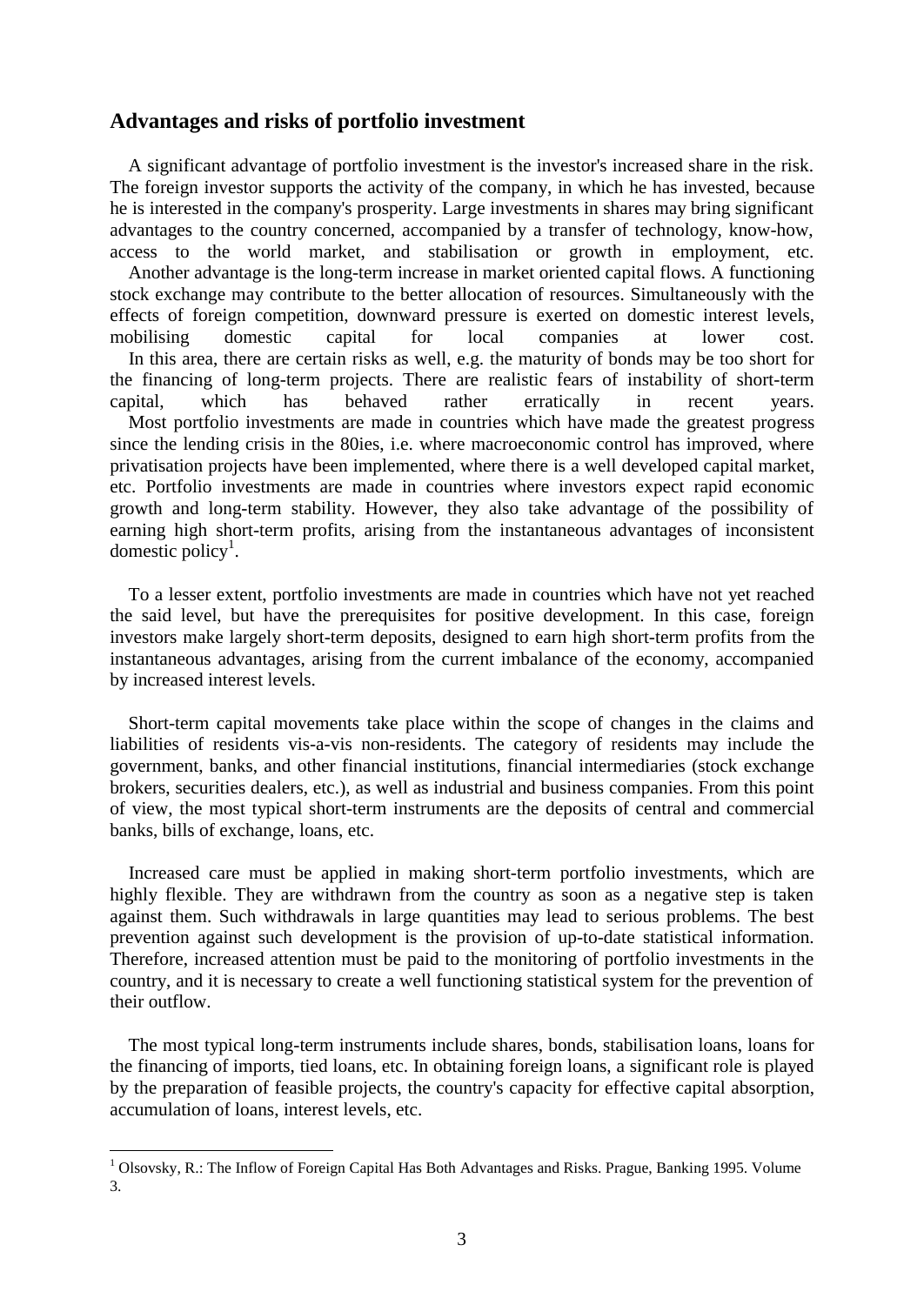## Advantages and risks of portfolio investment

A significant advantage of portfolio investment is the investor's increased share in the risk. The foreign investor supports the activity of the company, in which he has invested, because he is interested in the company's prosperity. Large investments in shares may bring significant advantages to the country concerned, accompanied by a transfer of technology, know-how, access to the world market, and stabilisation or growth in employment, etc.

Another advantage is the long-term increase in market oriented capital flows. A functioning stock exchange may contribute to the better allocation of resources. Simultaneously with the effects of foreign competition, downward pressure is exerted on domestic interest levels, mobilising domestic capital for local companies at lower cost.

In this area, there are certain risks as well, e.g. the maturity of bonds may be too short for the financing of long-term projects. There are realistic fears of instability of short-term capital, which has behaved rather erratically in recent years.

Most portfolio investments are made in countries which have made the greatest progress since the lending crisis in the 80ies, i.e. where macroeconomic control has improved, where privatisation projects have been implemented, where there is a well developed capital market, etc. Portfolio investments are made in countries where investors expect rapid economic growth and long-term stability. However, they also take advantage of the possibility of earning high short-term profits, arising from the instantaneous advantages of inconsistent domestic policy[1].

To a lesser extent, portfolio investments are made in countries which have not yet reached the said level, but have the prerequisites for positive development. In this case, foreign investors make largely short-term deposits, designed to earn high short-term profits from the instantaneous advantages, arising from the current imbalance of the economy, accompanied by increased interest levels.

Short-term capital movements take place within the scope of changes in the claims and liabilities of residents vis-a-vis non-residents. The category of residents may include the government, banks, and other financial institutions, financial intermediaries (stock exchange brokers, securities dealers, etc.), as well as industrial and business companies. From this point of view, the most typical short-term instruments are the deposits of central and commercial banks, bills of exchange, loans, etc.

Increased care must be applied in making short-term portfolio investments, which are highly flexible. They are withdrawn from the country as soon as a negative step is taken against them. Such withdrawals in large quantities may lead to serious problems. The best prevention against such development is the provision of up-to-date statistical information. Therefore, increased attention must be paid to the monitoring of portfolio investments in the country, and it is necessary to create a well functioning statistical system for the prevention of their outflow.

The most typical long-term instruments include shares, bonds, stabilisation loans, loans for the financing of imports, tied loans, etc. In obtaining foreign loans, a significant role is played by the preparation of feasible projects, the country's capacity for effective capital absorption, accumulation of loans, interest levels, etc.

---

[1] Olsovsky, R.: The Inflow of Foreign Capital Has Both Advantages and Risks. Prague, Banking 1995. Volume 3.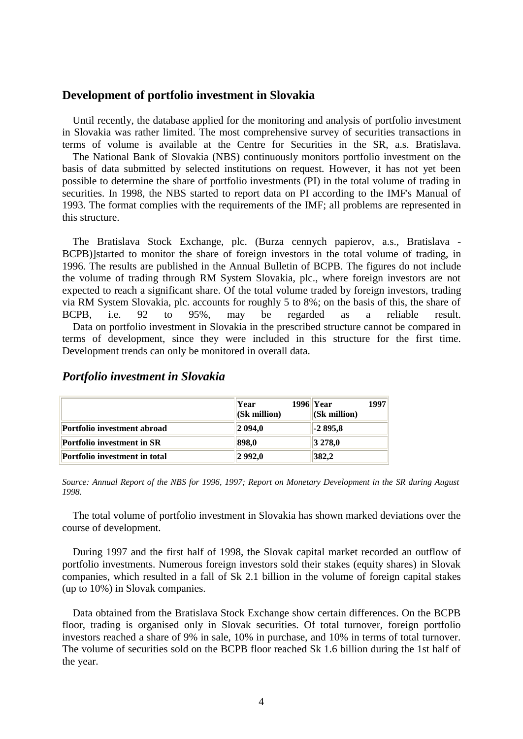## Development of portfolio investment in Slovakia

Until recently, the database applied for the monitoring and analysis of portfolio investment in Slovakia was rather limited. The most comprehensive survey of securities transactions in terms of volume is available at the Centre for Securities in the SR, a.s. Bratislava.

The National Bank of Slovakia (NBS) continuously monitors portfolio investment on the basis of data submitted by selected institutions on request. However, it has not yet been possible to determine the share of portfolio investments (PI) in the total volume of trading in securities. In 1998, the NBS started to report data on PI according to the IMF's Manual of 1993. The format complies with the requirements of the IMF; all problems are represented in this structure.

The Bratislava Stock Exchange, plc. (Burza cennych papierov, a.s., Bratislava - BCPB)]started to monitor the share of foreign investors in the total volume of trading, in 1996. The results are published in the Annual Bulletin of BCPB. The figures do not include the volume of trading through RM System Slovakia, plc., where foreign investors are not expected to reach a significant share. Of the total volume traded by foreign investors, trading via RM System Slovakia, plc. accounts for roughly 5 to 8%; on the basis of this, the share of BCPB, i.e. 92 to 95%, may be regarded as a reliable result.

Data on portfolio investment in Slovakia in the prescribed structure cannot be compared in terms of development, since they were included in this structure for the first time. Development trends can only be monitored in overall data.

### *Portfolio investment in Slovakia*

| | **Year 1996 (Sk million)** | **Year 1997 (Sk million)** |
|---|---|---|
| **Portfolio investment abroad** | **2 094,0** | **-2 895,8** |
| **Portfolio investment in SR** | **898,0** | **3 278,0** |
| **Portfolio investment in total** | **2 992,0** | **382,2** |

*Source: Annual Report of the NBS for 1996, 1997; Report on Monetary Development in the SR during August 1998.*

The total volume of portfolio investment in Slovakia has shown marked deviations over the course of development.

During 1997 and the first half of 1998, the Slovak capital market recorded an outflow of portfolio investments. Numerous foreign investors sold their stakes (equity shares) in Slovak companies, which resulted in a fall of Sk 2.1 billion in the volume of foreign capital stakes (up to 10%) in Slovak companies.

Data obtained from the Bratislava Stock Exchange show certain differences. On the BCPB floor, trading is organised only in Slovak securities. Of total turnover, foreign portfolio investors reached a share of 9% in sale, 10% in purchase, and 10% in terms of total turnover. The volume of securities sold on the BCPB floor reached Sk 1.6 billion during the 1st half of the year.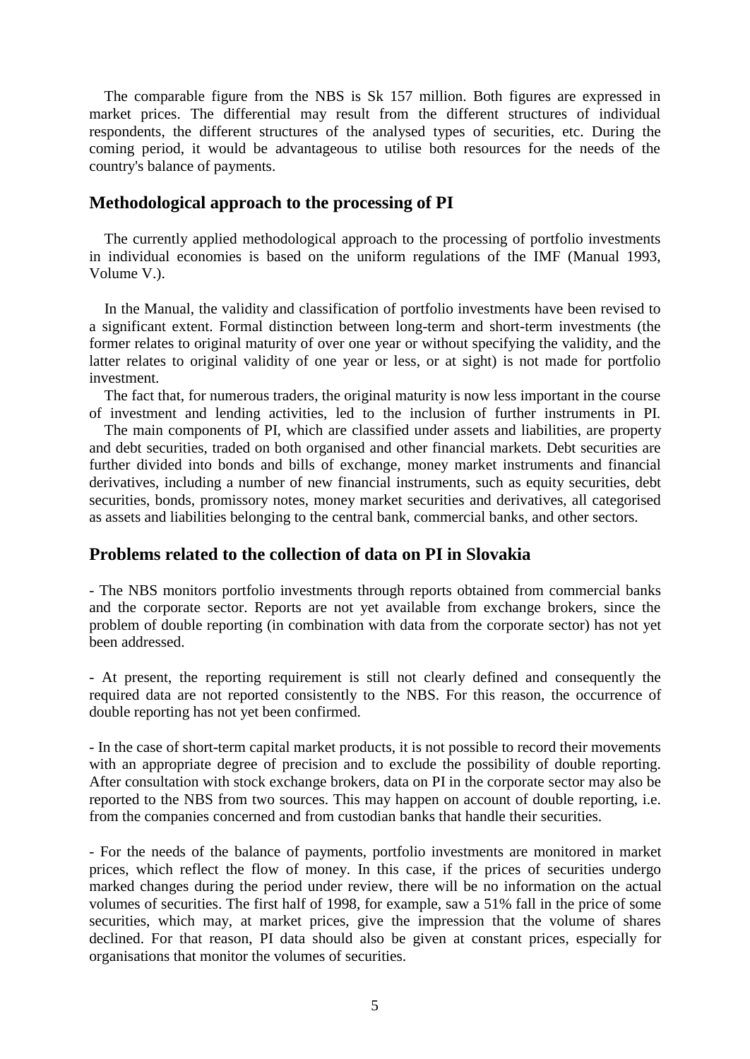The comparable figure from the NBS is Sk 157 million. Both figures are expressed in market prices. The differential may result from the different structures of individual respondents, the different structures of the analysed types of securities, etc. During the coming period, it would be advantageous to utilise both resources for the needs of the country's balance of payments.

## Methodological approach to the processing of PI

The currently applied methodological approach to the processing of portfolio investments in individual economies is based on the uniform regulations of the IMF (Manual 1993, Volume V.).

In the Manual, the validity and classification of portfolio investments have been revised to a significant extent. Formal distinction between long-term and short-term investments (the former relates to original maturity of over one year or without specifying the validity, and the latter relates to original validity of one year or less, or at sight) is not made for portfolio investment.

The fact that, for numerous traders, the original maturity is now less important in the course of investment and lending activities, led to the inclusion of further instruments in PI.

The main components of PI, which are classified under assets and liabilities, are property and debt securities, traded on both organised and other financial markets. Debt securities are further divided into bonds and bills of exchange, money market instruments and financial derivatives, including a number of new financial instruments, such as equity securities, debt securities, bonds, promissory notes, money market securities and derivatives, all categorised as assets and liabilities belonging to the central bank, commercial banks, and other sectors.

## Problems related to the collection of data on PI in Slovakia

- The NBS monitors portfolio investments through reports obtained from commercial banks and the corporate sector. Reports are not yet available from exchange brokers, since the problem of double reporting (in combination with data from the corporate sector) has not yet been addressed.

- At present, the reporting requirement is still not clearly defined and consequently the required data are not reported consistently to the NBS. For this reason, the occurrence of double reporting has not yet been confirmed.

- In the case of short-term capital market products, it is not possible to record their movements with an appropriate degree of precision and to exclude the possibility of double reporting. After consultation with stock exchange brokers, data on PI in the corporate sector may also be reported to the NBS from two sources. This may happen on account of double reporting, i.e. from the companies concerned and from custodian banks that handle their securities.

- For the needs of the balance of payments, portfolio investments are monitored in market prices, which reflect the flow of money. In this case, if the prices of securities undergo marked changes during the period under review, there will be no information on the actual volumes of securities. The first half of 1998, for example, saw a 51% fall in the price of some securities, which may, at market prices, give the impression that the volume of shares declined. For that reason, PI data should also be given at constant prices, especially for organisations that monitor the volumes of securities.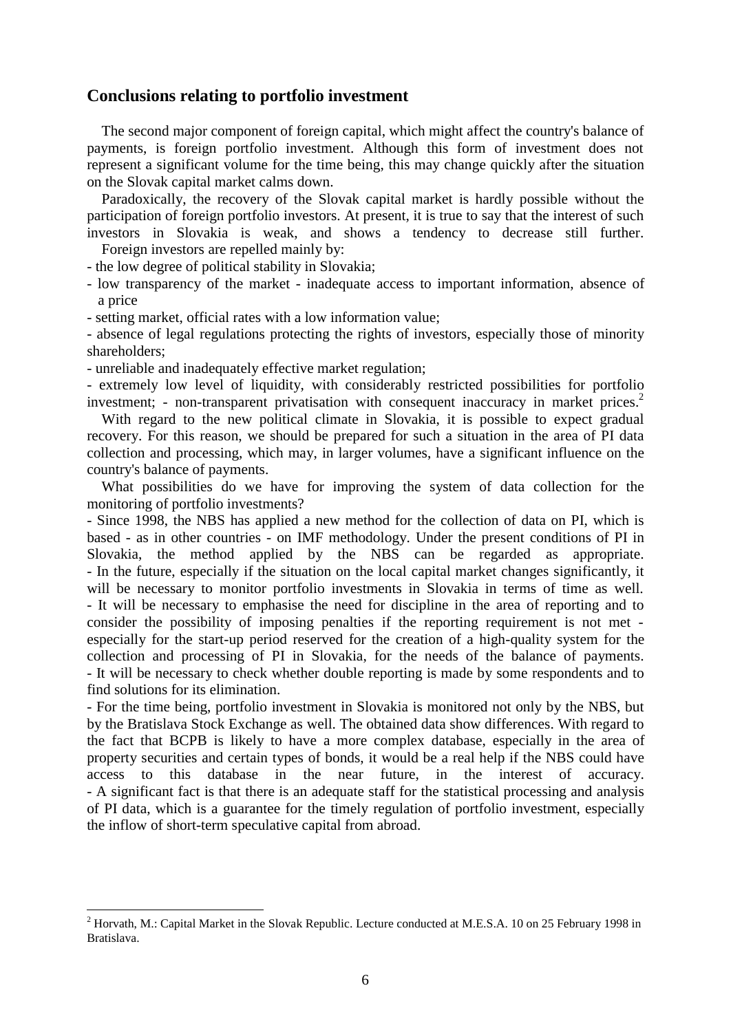## Conclusions relating to portfolio investment

The second major component of foreign capital, which might affect the country's balance of payments, is foreign portfolio investment. Although this form of investment does not represent a significant volume for the time being, this may change quickly after the situation on the Slovak capital market calms down.

Paradoxically, the recovery of the Slovak capital market is hardly possible without the participation of foreign portfolio investors. At present, it is true to say that the interest of such investors in Slovakia is weak, and shows a tendency to decrease still further.

Foreign investors are repelled mainly by:

- the low degree of political stability in Slovakia;
- low transparency of the market - inadequate access to important information, absence of a price
- setting market, official rates with a low information value;
- absence of legal regulations protecting the rights of investors, especially those of minority shareholders;
- unreliable and inadequately effective market regulation;
- extremely low level of liquidity, with considerably restricted possibilities for portfolio investment; - non-transparent privatisation with consequent inaccuracy in market prices.[2]

With regard to the new political climate in Slovakia, it is possible to expect gradual recovery. For this reason, we should be prepared for such a situation in the area of PI data collection and processing, which may, in larger volumes, have a significant influence on the country's balance of payments.

What possibilities do we have for improving the system of data collection for the monitoring of portfolio investments?

- Since 1998, the NBS has applied a new method for the collection of data on PI, which is based - as in other countries - on IMF methodology. Under the present conditions of PI in Slovakia, the method applied by the NBS can be regarded as appropriate.
- In the future, especially if the situation on the local capital market changes significantly, it will be necessary to monitor portfolio investments in Slovakia in terms of time as well.
- It will be necessary to emphasise the need for discipline in the area of reporting and to consider the possibility of imposing penalties if the reporting requirement is not met - especially for the start-up period reserved for the creation of a high-quality system for the collection and processing of PI in Slovakia, for the needs of the balance of payments.
- It will be necessary to check whether double reporting is made by some respondents and to find solutions for its elimination.
- For the time being, portfolio investment in Slovakia is monitored not only by the NBS, but by the Bratislava Stock Exchange as well. The obtained data show differences. With regard to the fact that BCPB is likely to have a more complex database, especially in the area of property securities and certain types of bonds, it would be a real help if the NBS could have access to this database in the near future, in the interest of accuracy.
- A significant fact is that there is an adequate staff for the statistical processing and analysis of PI data, which is a guarantee for the timely regulation of portfolio investment, especially the inflow of short-term speculative capital from abroad.

---

[2] Horvath, M.: Capital Market in the Slovak Republic. Lecture conducted at M.E.S.A. 10 on 25 February 1998 in Bratislava.